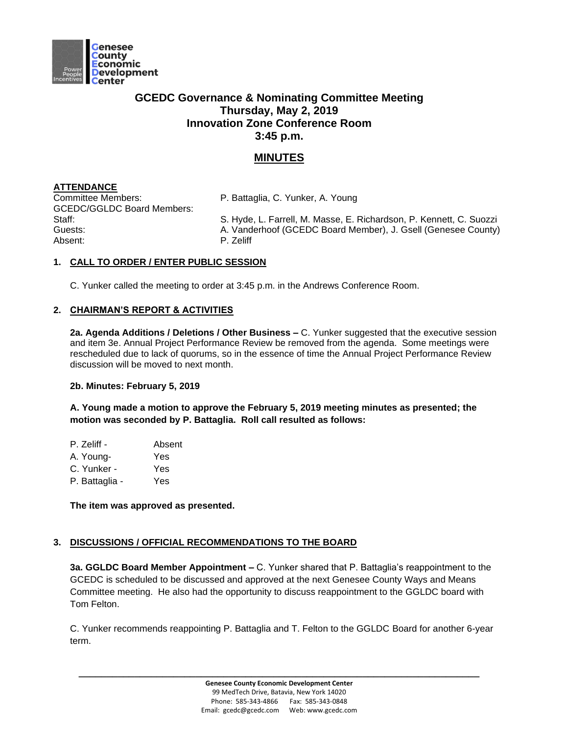# GCEDC Governance & Nominating Committee Meeting
## Thursday, May 2, 2019
## Innovation Zone Conference Room
## 3:45 p.m.

## MINUTES

**ATTENDANCE**

| | |
|---|---|
| Committee Members: | P. Battaglia, C. Yunker, A. Young |
| GCEDC/GGLDC Board Members: | |
| Staff: | S. Hyde, L. Farrell, M. Masse, E. Richardson, P. Kennett, C. Suozzi |
| Guests: | A. Vanderhoof (GCEDC Board Member), J. Gsell (Genesee County) |
| Absent: | P. Zeliff |

**1. CALL TO ORDER / ENTER PUBLIC SESSION**

C. Yunker called the meeting to order at 3:45 p.m. in the Andrews Conference Room.

**2. CHAIRMAN'S REPORT & ACTIVITIES**

**2a. Agenda Additions / Deletions / Other Business –** C. Yunker suggested that the executive session and item 3e. Annual Project Performance Review be removed from the agenda. Some meetings were rescheduled due to lack of quorums, so in the essence of time the Annual Project Performance Review discussion will be moved to next month.

**2b. Minutes: February 5, 2019**

**A. Young made a motion to approve the February 5, 2019 meeting minutes as presented; the motion was seconded by P. Battaglia. Roll call resulted as follows:**

| | |
|---|---|
| P. Zeliff - | Absent |
| A. Young- | Yes |
| C. Yunker - | Yes |
| P. Battaglia - | Yes |

**The item was approved as presented.**

**3. DISCUSSIONS / OFFICIAL RECOMMENDATIONS TO THE BOARD**

**3a. GGLDC Board Member Appointment –** C. Yunker shared that P. Battaglia's reappointment to the GCEDC is scheduled to be discussed and approved at the next Genesee County Ways and Means Committee meeting. He also had the opportunity to discuss reappointment to the GGLDC board with Tom Felton.

C. Yunker recommends reappointing P. Battaglia and T. Felton to the GGLDC Board for another 6-year term.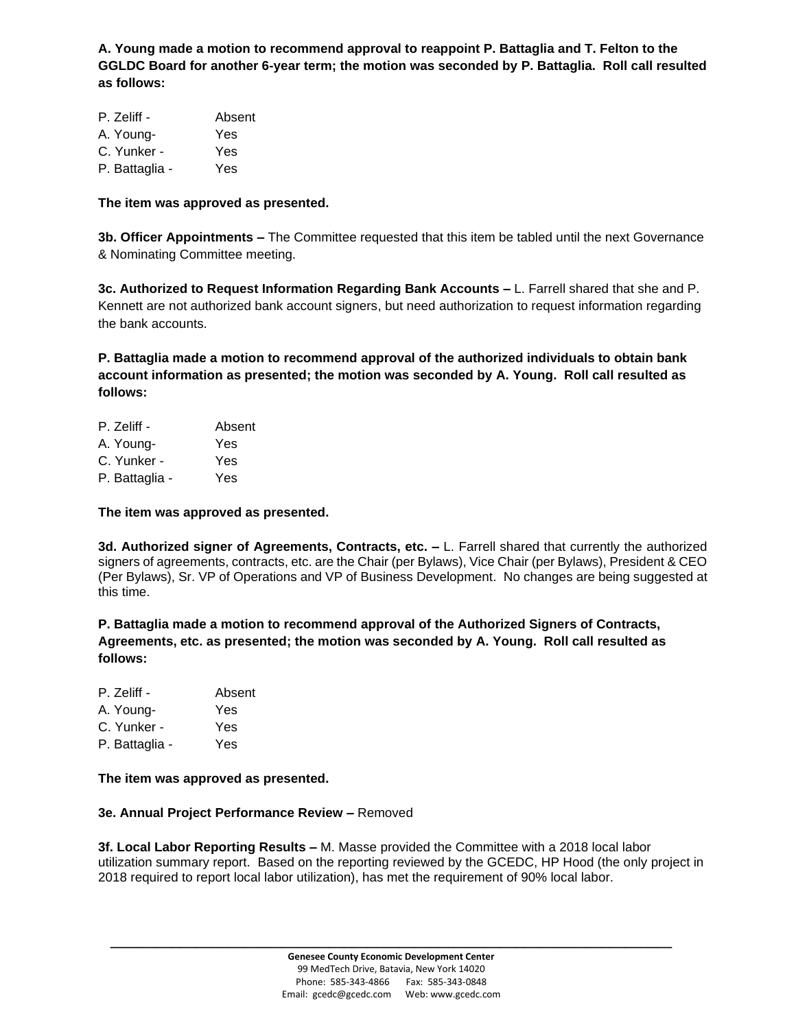**A. Young made a motion to recommend approval to reappoint P. Battaglia and T. Felton to the GGLDC Board for another 6-year term; the motion was seconded by P. Battaglia. Roll call resulted as follows:**

P. Zeliff - Absent
A. Young- Yes
C. Yunker - Yes
P. Battaglia - Yes

**The item was approved as presented.**

**3b. Officer Appointments –** The Committee requested that this item be tabled until the next Governance & Nominating Committee meeting.

**3c. Authorized to Request Information Regarding Bank Accounts –** L. Farrell shared that she and P. Kennett are not authorized bank account signers, but need authorization to request information regarding the bank accounts.

**P. Battaglia made a motion to recommend approval of the authorized individuals to obtain bank account information as presented; the motion was seconded by A. Young. Roll call resulted as follows:**

P. Zeliff - Absent
A. Young- Yes
C. Yunker - Yes
P. Battaglia - Yes

**The item was approved as presented.**

**3d. Authorized signer of Agreements, Contracts, etc. –** L. Farrell shared that currently the authorized signers of agreements, contracts, etc. are the Chair (per Bylaws), Vice Chair (per Bylaws), President & CEO (Per Bylaws), Sr. VP of Operations and VP of Business Development. No changes are being suggested at this time.

**P. Battaglia made a motion to recommend approval of the Authorized Signers of Contracts, Agreements, etc. as presented; the motion was seconded by A. Young. Roll call resulted as follows:**

P. Zeliff - Absent
A. Young- Yes
C. Yunker - Yes
P. Battaglia - Yes

**The item was approved as presented.**

**3e. Annual Project Performance Review –** Removed

**3f. Local Labor Reporting Results –** M. Masse provided the Committee with a 2018 local labor utilization summary report. Based on the reporting reviewed by the GCEDC, HP Hood (the only project in 2018 required to report local labor utilization), has met the requirement of 90% local labor.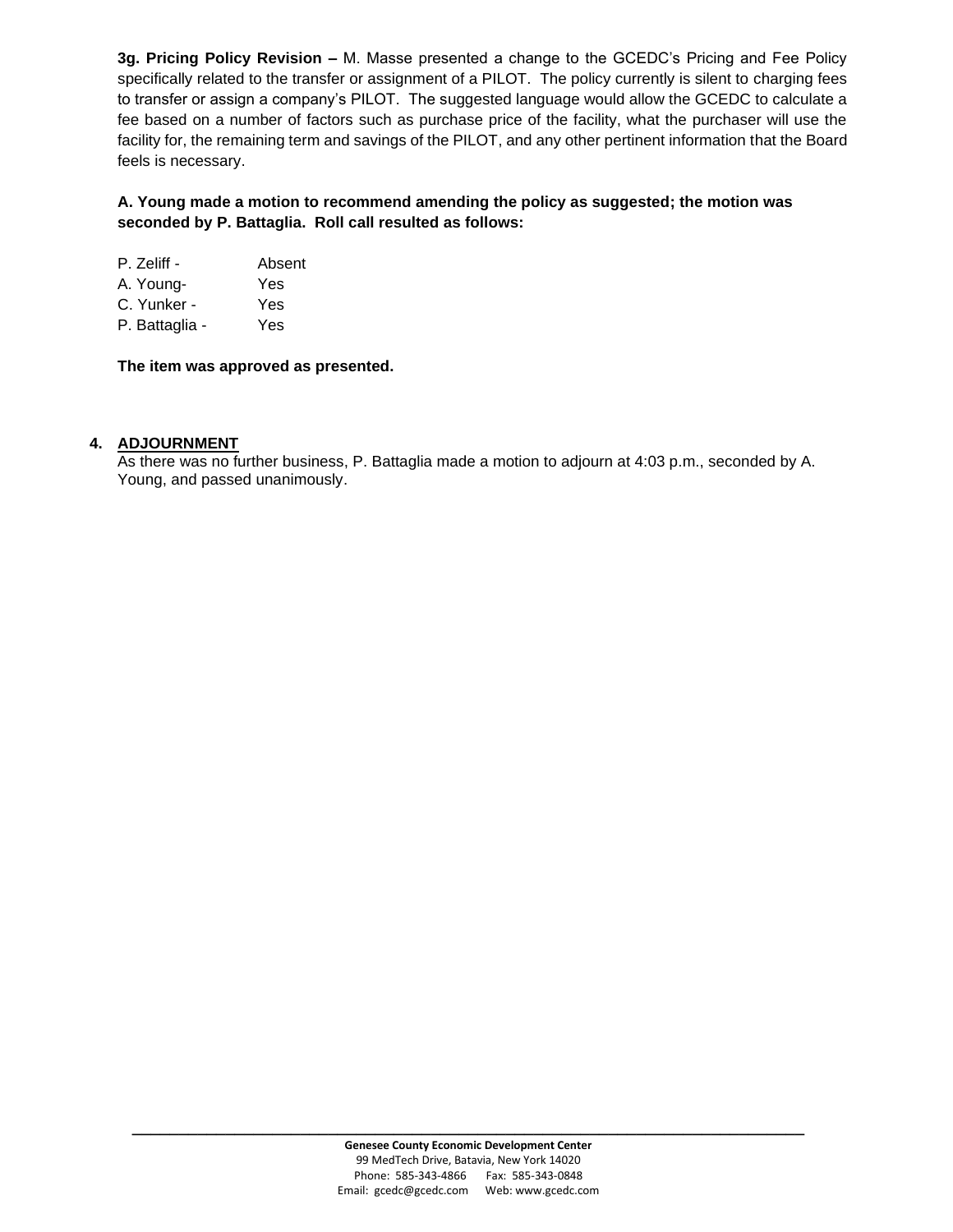**3g. Pricing Policy Revision –** M. Masse presented a change to the GCEDC's Pricing and Fee Policy specifically related to the transfer or assignment of a PILOT. The policy currently is silent to charging fees to transfer or assign a company's PILOT. The suggested language would allow the GCEDC to calculate a fee based on a number of factors such as purchase price of the facility, what the purchaser will use the facility for, the remaining term and savings of the PILOT, and any other pertinent information that the Board feels is necessary.

**A. Young made a motion to recommend amending the policy as suggested; the motion was seconded by P. Battaglia. Roll call resulted as follows:**

P. Zeliff - Absent
A. Young- Yes
C. Yunker - Yes
P. Battaglia - Yes

**The item was approved as presented.**

4. **ADJOURNMENT**

As there was no further business, P. Battaglia made a motion to adjourn at 4:03 p.m., seconded by A. Young, and passed unanimously.